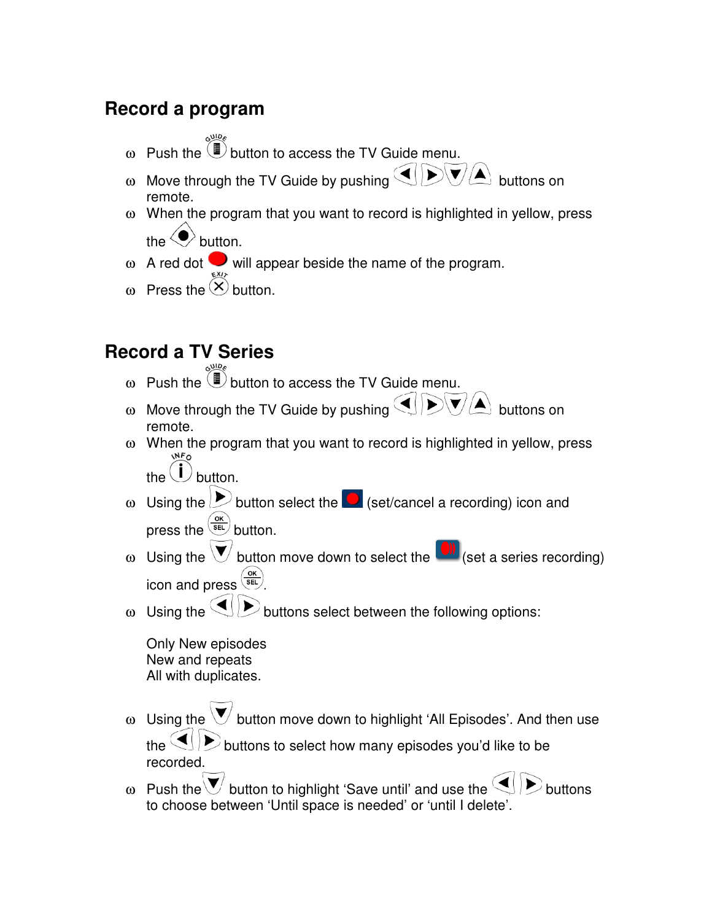## Record a program

- Push the button to access the TV Guide menu.
- Move through the TV Guide by pushing buttons on remote.
- When the program that you want to record is highlighted in yellow, press the button.
- A red dot will appear beside the name of the program.
- Press the button.

## Record a TV Series

- Push the button to access the TV Guide menu.
- Move through the TV Guide by pushing buttons on remote.
- When the program that you want to record is highlighted in yellow, press the button.
- Using the button select the (set/cancel a recording) icon and press the button.
- Using the button move down to select the (set a series recording) icon and press .
- Using the buttons select between the following options:

  Only New episodes
  New and repeats
  All with duplicates.

- Using the button move down to highlight 'All Episodes'. And then use the buttons to select how many episodes you'd like to be recorded.
- Push the button to highlight 'Save until' and use the buttons to choose between 'Until space is needed' or 'until I delete'.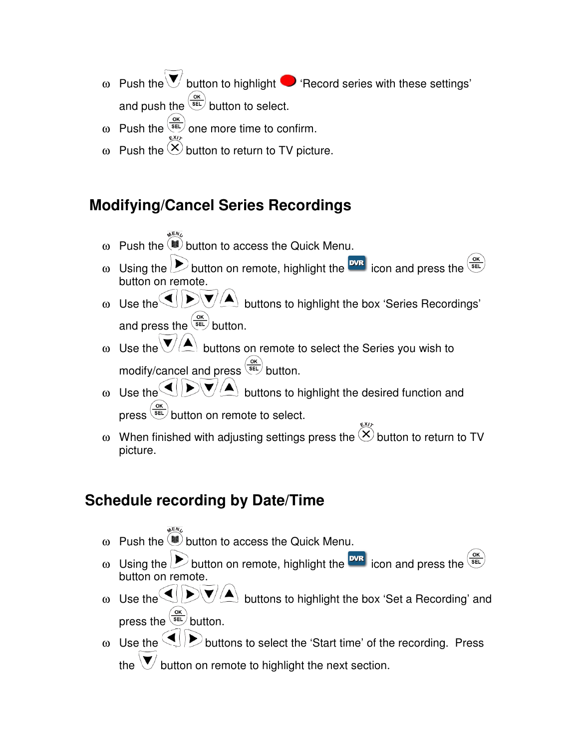- Push the button to highlight 'Record series with these settings' and push the button to select.
- Push the one more time to confirm.
- Push the button to return to TV picture.

## Modifying/Cancel Series Recordings

- Push the button to access the Quick Menu.
- Using the button on remote, highlight the icon and press the button on remote.
- Use the buttons to highlight the box 'Series Recordings' and press the button.
- Use the buttons on remote to select the Series you wish to modify/cancel and press button.
- Use the buttons to highlight the desired function and press button on remote to select.
- When finished with adjusting settings press the button to return to TV picture.

## Schedule recording by Date/Time

- Push the button to access the Quick Menu.
- Using the button on remote, highlight the icon and press the button on remote.
- Use the buttons to highlight the box 'Set a Recording' and press the button.
- Use the buttons to select the 'Start time' of the recording. Press the button on remote to highlight the next section.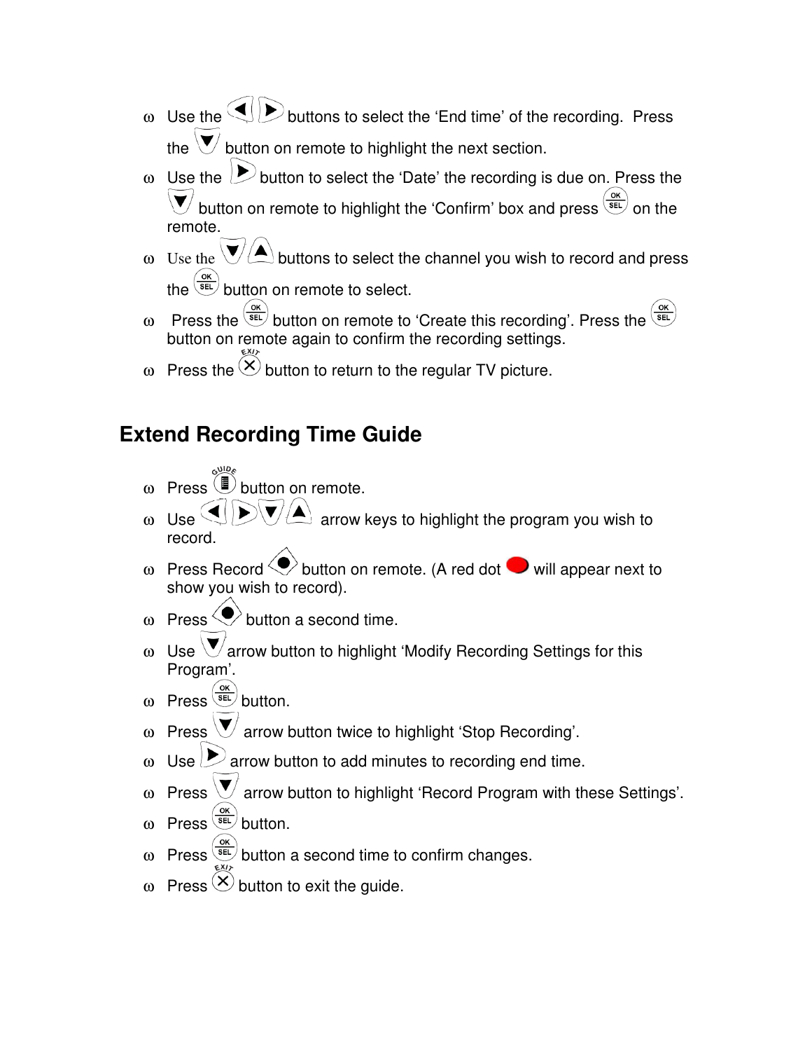- Use the ◄ ► buttons to select the ‘End time’ of the recording. Press the ▼ button on remote to highlight the next section.
- Use the ► button to select the ‘Date’ the recording is due on. Press the ▼ button on remote to highlight the ‘Confirm’ box and press OK/SEL on the remote.
- Use the ▼ ▲ buttons to select the channel you wish to record and press the OK/SEL button on remote to select.
- Press the OK/SEL button on remote to ‘Create this recording’. Press the OK/SEL button on remote again to confirm the recording settings.
- Press the EXIT button to return to the regular TV picture.

## Extend Recording Time Guide

- Press GUIDE button on remote.
- Use ◄ ► ▼ ▲ arrow keys to highlight the program you wish to record.
- Press Record button on remote. (A red dot will appear next to show you wish to record).
- Press Record button a second time.
- Use ▼ arrow button to highlight ‘Modify Recording Settings for this Program’.
- Press OK/SEL button.
- Press ▼ arrow button twice to highlight ‘Stop Recording’.
- Use ► arrow button to add minutes to recording end time.
- Press ▼ arrow button to highlight ‘Record Program with these Settings’.
- Press OK/SEL button.
- Press OK/SEL button a second time to confirm changes.
- Press EXIT button to exit the guide.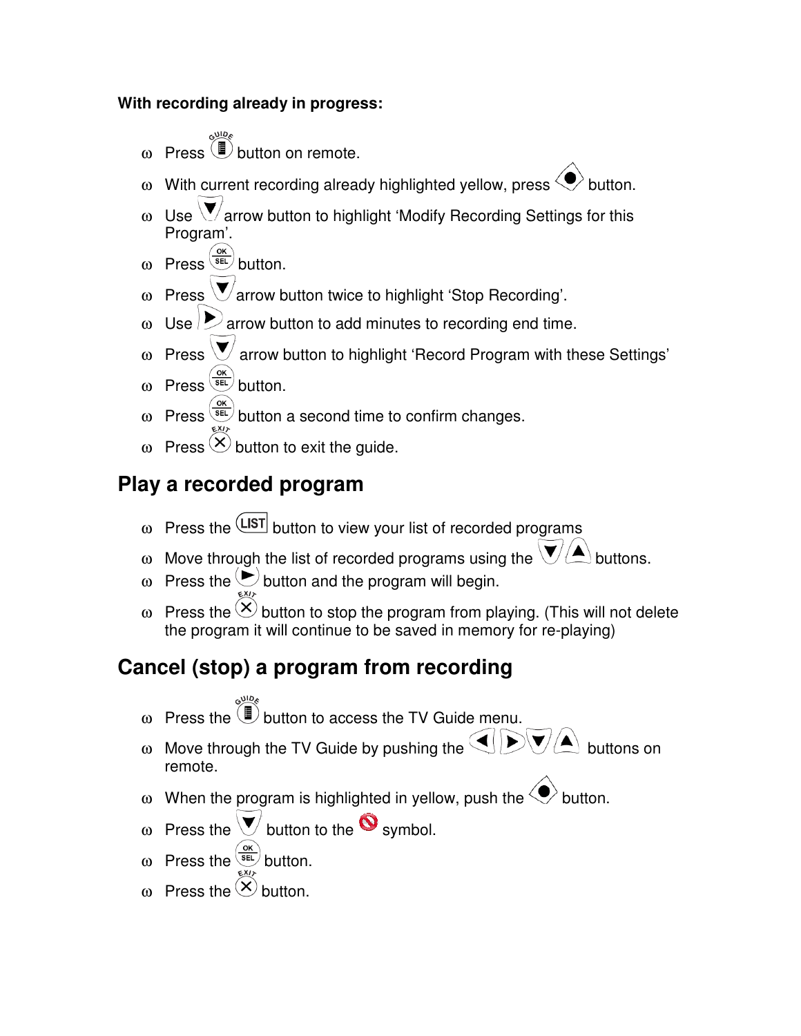**With recording already in progress:**

- Press button on remote.
- With current recording already highlighted yellow, press button.
- Use arrow button to highlight 'Modify Recording Settings for this Program'.
- Press button.
- Press arrow button twice to highlight 'Stop Recording'.
- Use arrow button to add minutes to recording end time.
- Press arrow button to highlight 'Record Program with these Settings'
- Press button.
- Press button a second time to confirm changes.
- Press button to exit the guide.

## Play a recorded program

- Press the button to view your list of recorded programs
- Move through the list of recorded programs using the buttons.
- Press the button and the program will begin.
- Press the button to stop the program from playing. (This will not delete the program it will continue to be saved in memory for re-playing)

## Cancel (stop) a program from recording

- Press the button to access the TV Guide menu.
- Move through the TV Guide by pushing the buttons on remote.
- When the program is highlighted in yellow, push the button.
- Press the button to the symbol.
- Press the button.
- Press the button.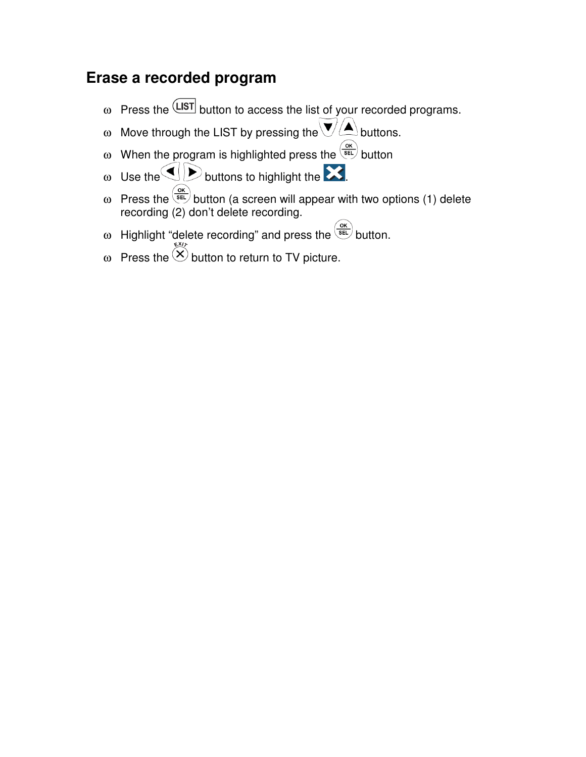## Erase a recorded program

- Press the LIST button to access the list of your recorded programs.
- Move through the LIST by pressing the ▼ ▲ buttons.
- When the program is highlighted press the OK/SEL button
- Use the ◄ ► buttons to highlight the ✖.
- Press the OK/SEL button (a screen will appear with two options (1) delete recording (2) don't delete recording.
- Highlight "delete recording" and press the OK/SEL button.
- Press the EXIT button to return to TV picture.